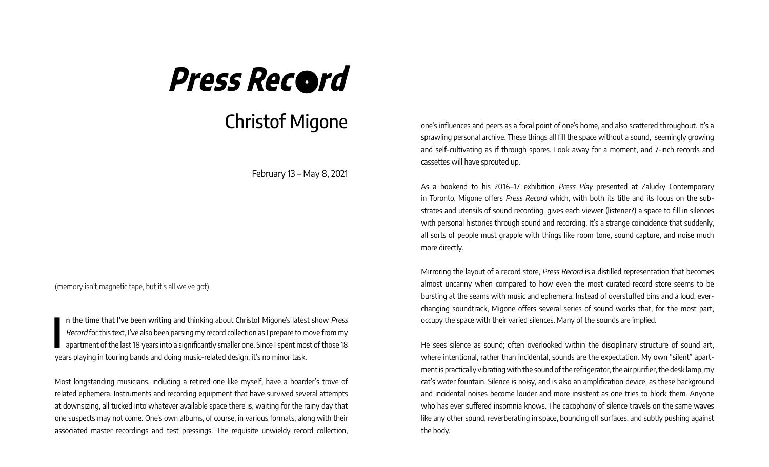# Press Rec●rd

## Christof Migone

February 13 – May 8, 2021

(memory isn't magnetic tape, but it's all we've got)

**In the time that I've been writing** and thinking about Christof Migone's latest show *Press Record* for this text, I've also been parsing my record collection as I prepare to move from my apartment of the last 18 years into a significantly smaller one. Since I spent most of those 18 years playing in touring bands and doing music-related design, it's no minor task.

Most longstanding musicians, including a retired one like myself, have a hoarder's trove of related ephemera. Instruments and recording equipment that have survived several attempts at downsizing, all tucked into whatever available space there is, waiting for the rainy day that one suspects may not come. One's own albums, of course, in various formats, along with their associated master recordings and test pressings. The requisite unwieldy record collection, one's influences and peers as a focal point of one's home, and also scattered throughout. It's a sprawling personal archive. These things all fill the space without a sound, seemingly growing and self-cultivating as if through spores. Look away for a moment, and 7-inch records and cassettes will have sprouted up.

As a bookend to his 2016–17 exhibition *Press Play* presented at Zalucky Contemporary in Toronto, Migone offers *Press Record* which, with both its title and its focus on the substrates and utensils of sound recording, gives each viewer (listener?) a space to fill in silences with personal histories through sound and recording. It's a strange coincidence that suddenly, all sorts of people must grapple with things like room tone, sound capture, and noise much more directly.

Mirroring the layout of a record store, *Press Record* is a distilled representation that becomes almost uncanny when compared to how even the most curated record store seems to be bursting at the seams with music and ephemera. Instead of overstuffed bins and a loud, ever-changing soundtrack, Migone offers several series of sound works that, for the most part, occupy the space with their varied silences. Many of the sounds are implied.

He sees silence as sound; often overlooked within the disciplinary structure of sound art, where intentional, rather than incidental, sounds are the expectation. My own "silent" apartment is practically vibrating with the sound of the refrigerator, the air purifier, the desk lamp, my cat's water fountain. Silence is noisy, and is also an amplification device, as these background and incidental noises become louder and more insistent as one tries to block them. Anyone who has ever suffered insomnia knows. The cacophony of silence travels on the same waves like any other sound, reverberating in space, bouncing off surfaces, and subtly pushing against the body.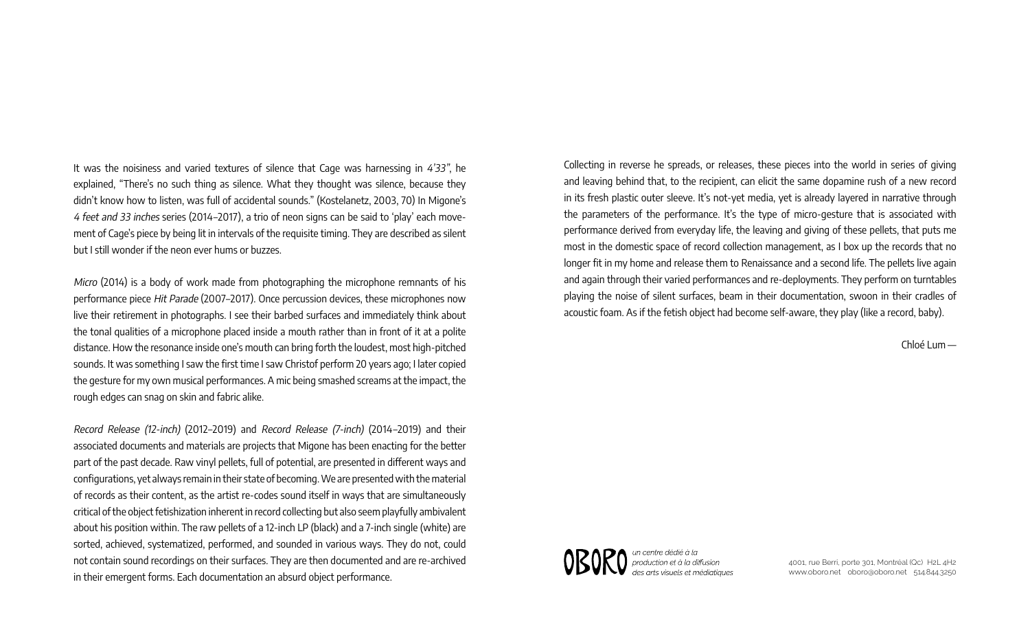It was the noisiness and varied textures of silence that Cage was harnessing in *4'33"*, he explained, "There's no such thing as silence. What they thought was silence, because they didn't know how to listen, was full of accidental sounds." (Kostelanetz, 2003, 70) In Migone's *4 feet and 33 inches* series (2014–2017), a trio of neon signs can be said to 'play' each movement of Cage's piece by being lit in intervals of the requisite timing. They are described as silent but I still wonder if the neon ever hums or buzzes.

*Micro* (2014) is a body of work made from photographing the microphone remnants of his performance piece *Hit Parade* (2007–2017). Once percussion devices, these microphones now live their retirement in photographs. I see their barbed surfaces and immediately think about the tonal qualities of a microphone placed inside a mouth rather than in front of it at a polite distance. How the resonance inside one's mouth can bring forth the loudest, most high-pitched sounds. It was something I saw the first time I saw Christof perform 20 years ago; I later copied the gesture for my own musical performances. A mic being smashed screams at the impact, the rough edges can snag on skin and fabric alike.

*Record Release (12-inch)* (2012–2019) and *Record Release (7-inch)* (2014–2019) and their associated documents and materials are projects that Migone has been enacting for the better part of the past decade. Raw vinyl pellets, full of potential, are presented in different ways and configurations, yet always remain in their state of becoming. We are presented with the material of records as their content, as the artist re-codes sound itself in ways that are simultaneously critical of the object fetishization inherent in record collecting but also seem playfully ambivalent about his position within. The raw pellets of a 12-inch LP (black) and a 7-inch single (white) are sorted, achieved, systematized, performed, and sounded in various ways. They do not, could not contain sound recordings on their surfaces. They are then documented and are re-archived in their emergent forms. Each documentation an absurd object performance.

Collecting in reverse he spreads, or releases, these pieces into the world in series of giving and leaving behind that, to the recipient, can elicit the same dopamine rush of a new record in its fresh plastic outer sleeve. It's not-yet media, yet is already layered in narrative through the parameters of the performance. It's the type of micro-gesture that is associated with performance derived from everyday life, the leaving and giving of these pellets, that puts me most in the domestic space of record collection management, as I box up the records that no longer fit in my home and release them to Renaissance and a second life. The pellets live again and again through their varied performances and re-deployments. They perform on turntables playing the noise of silent surfaces, beam in their documentation, swoon in their cradles of acoustic foam. As if the fetish object had become self-aware, they play (like a record, baby).

Chloé Lum —

OBORO *un centre dédié à la production et à la diffusion des arts visuels et médiatiques*

4001, rue Berri, porte 301, Montréal (Qc) H2L 4H2
www.oboro.net oboro@oboro.net 514.844.3250